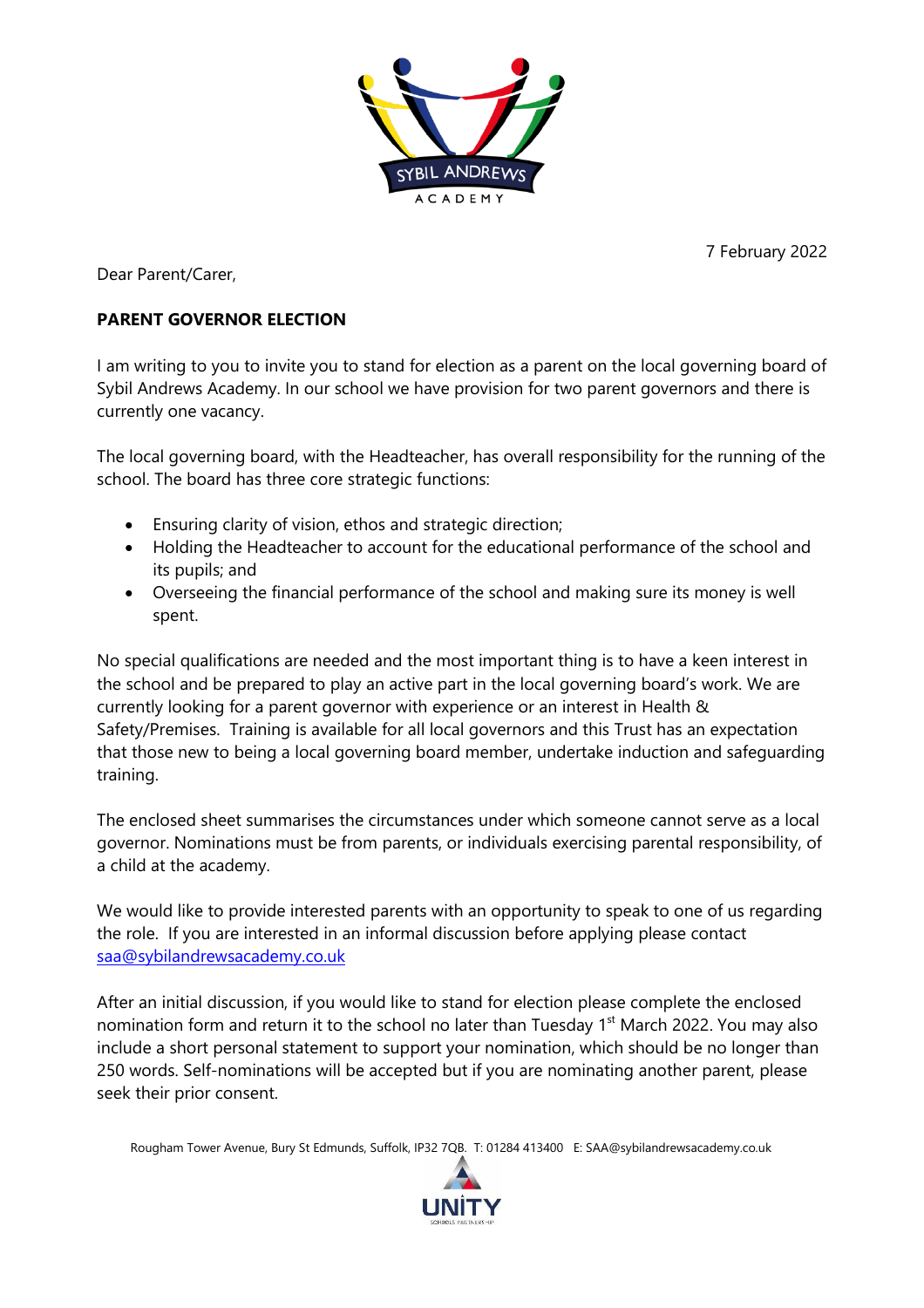7 February 2022

Dear Parent/Carer,

**PARENT GOVERNOR ELECTION**

I am writing to you to invite you to stand for election as a parent on the local governing board of Sybil Andrews Academy. In our school we have provision for two parent governors and there is currently one vacancy.

The local governing board, with the Headteacher, has overall responsibility for the running of the school. The board has three core strategic functions:

- Ensuring clarity of vision, ethos and strategic direction;
- Holding the Headteacher to account for the educational performance of the school and its pupils; and
- Overseeing the financial performance of the school and making sure its money is well spent.

No special qualifications are needed and the most important thing is to have a keen interest in the school and be prepared to play an active part in the local governing board's work. We are currently looking for a parent governor with experience or an interest in Health & Safety/Premises. Training is available for all local governors and this Trust has an expectation that those new to being a local governing board member, undertake induction and safeguarding training.

The enclosed sheet summarises the circumstances under which someone cannot serve as a local governor. Nominations must be from parents, or individuals exercising parental responsibility, of a child at the academy.

We would like to provide interested parents with an opportunity to speak to one of us regarding the role. If you are interested in an informal discussion before applying please contact saa@sybilandrewsacademy.co.uk

After an initial discussion, if you would like to stand for election please complete the enclosed nomination form and return it to the school no later than Tuesday 1st March 2022. You may also include a short personal statement to support your nomination, which should be no longer than 250 words. Self-nominations will be accepted but if you are nominating another parent, please seek their prior consent.

Rougham Tower Avenue, Bury St Edmunds, Suffolk, IP32 7QB. T: 01284 413400 E: SAA@sybilandrewsacademy.co.uk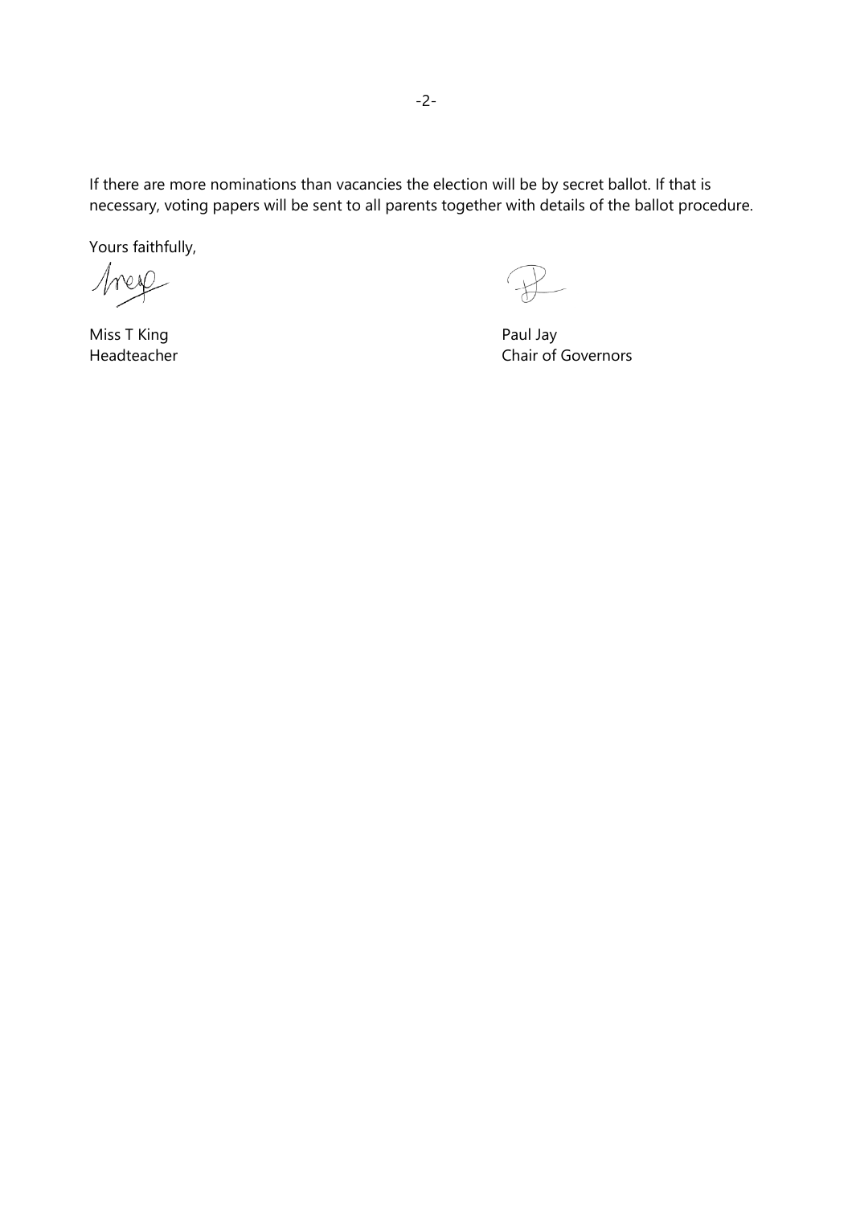If there are more nominations than vacancies the election will be by secret ballot. If that is necessary, voting papers will be sent to all parents together with details of the ballot procedure.

Yours faithfully,

| | |
|---|---|
| Miss T King | Paul Jay |
| Headteacher | Chair of Governors |